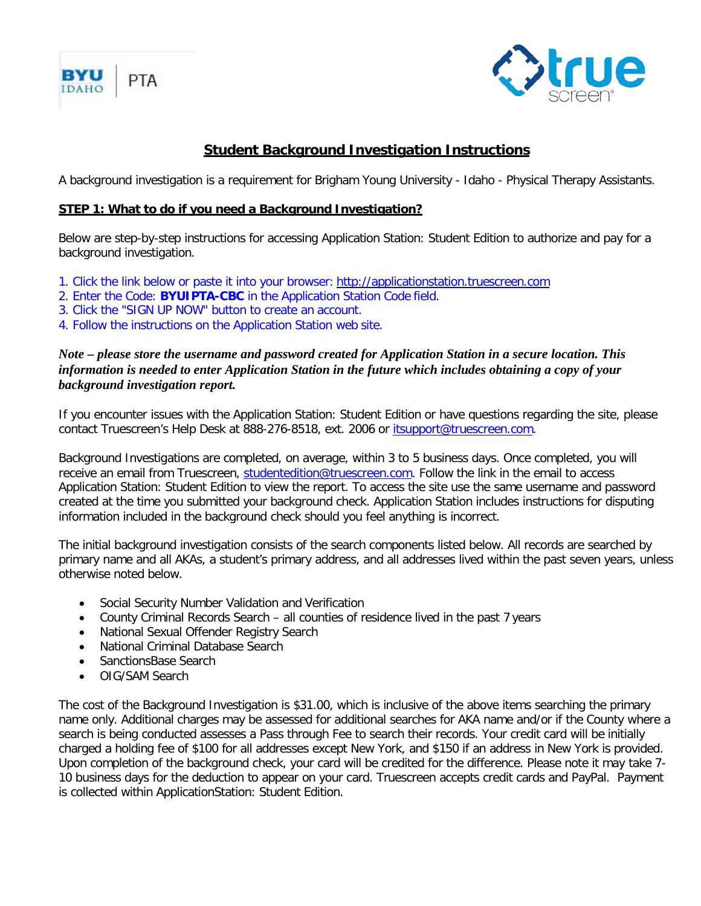BYU IDAHO | PTA

true screen®

# Student Background Investigation Instructions

A background investigation is a requirement for Brigham Young University - Idaho - Physical Therapy Assistants.

## STEP 1: What to do if you need a Background Investigation?

Below are step-by-step instructions for accessing Application Station: Student Edition to authorize and pay for a background investigation.

1. Click the link below or paste it into your browser: http://applicationstation.truescreen.com
2. Enter the Code: **BYUIPTA-CBC** in the Application Station Code field.
3. Click the "SIGN UP NOW" button to create an account.
4. Follow the instructions on the Application Station web site.

***Note – please store the username and password created for Application Station in a secure location. This information is needed to enter Application Station in the future which includes obtaining a copy of your background investigation report.***

If you encounter issues with the Application Station: Student Edition or have questions regarding the site, please contact Truescreen's Help Desk at 888-276-8518, ext. 2006 or itsupport@truescreen.com.

Background Investigations are completed, on average, within 3 to 5 business days. Once completed, you will receive an email from Truescreen, studentedition@truescreen.com. Follow the link in the email to access Application Station: Student Edition to view the report. To access the site use the same username and password created at the time you submitted your background check. Application Station includes instructions for disputing information included in the background check should you feel anything is incorrect.

The initial background investigation consists of the search components listed below. All records are searched by primary name and all AKAs, a student's primary address, and all addresses lived within the past seven years, unless otherwise noted below.

- Social Security Number Validation and Verification
- County Criminal Records Search – all counties of residence lived in the past 7 years
- National Sexual Offender Registry Search
- National Criminal Database Search
- SanctionsBase Search
- OIG/SAM Search

The cost of the Background Investigation is $31.00, which is inclusive of the above items searching the primary name only. Additional charges may be assessed for additional searches for AKA name and/or if the County where a search is being conducted assesses a Pass through Fee to search their records. Your credit card will be initially charged a holding fee of $100 for all addresses except New York, and $150 if an address in New York is provided. Upon completion of the background check, your card will be credited for the difference. Please note it may take 7-10 business days for the deduction to appear on your card. Truescreen accepts credit cards and PayPal. Payment is collected within ApplicationStation: Student Edition.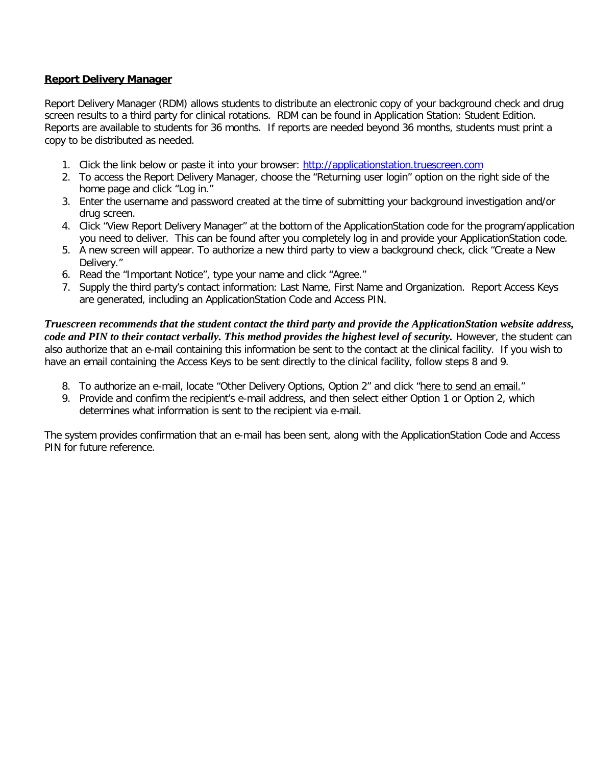**Report Delivery Manager**

Report Delivery Manager (RDM) allows students to distribute an electronic copy of your background check and drug screen results to a third party for clinical rotations. RDM can be found in Application Station: Student Edition. Reports are available to students for 36 months. If reports are needed beyond 36 months, students must print a copy to be distributed as needed.

1. Click the link below or paste it into your browser: [http://applicationstation.truescreen.com](http://applicationstation.truescreen.com)
2. To access the Report Delivery Manager, choose the "Returning user login" option on the right side of the home page and click "Log in."
3. Enter the username and password created at the time of submitting your background investigation and/or drug screen.
4. Click "View Report Delivery Manager" at the bottom of the ApplicationStation code for the program/application you need to deliver. This can be found after you completely log in and provide your ApplicationStation code.
5. A new screen will appear. To authorize a new third party to view a background check, click "Create a New Delivery."
6. Read the "Important Notice", type your name and click "Agree."
7. Supply the third party's contact information: Last Name, First Name and Organization. Report Access Keys are generated, including an ApplicationStation Code and Access PIN.

***Truescreen recommends that the student contact the third party and provide the ApplicationStation website address, code and PIN to their contact verbally. This method provides the highest level of security.*** However, the student can also authorize that an e-mail containing this information be sent to the contact at the clinical facility. If you wish to have an email containing the Access Keys to be sent directly to the clinical facility, follow steps 8 and 9.

8. To authorize an e-mail, locate "Other Delivery Options, Option 2" and click "here to send an email."
9. Provide and confirm the recipient's e-mail address, and then select either Option 1 or Option 2, which determines what information is sent to the recipient via e-mail.

The system provides confirmation that an e-mail has been sent, along with the ApplicationStation Code and Access PIN for future reference.